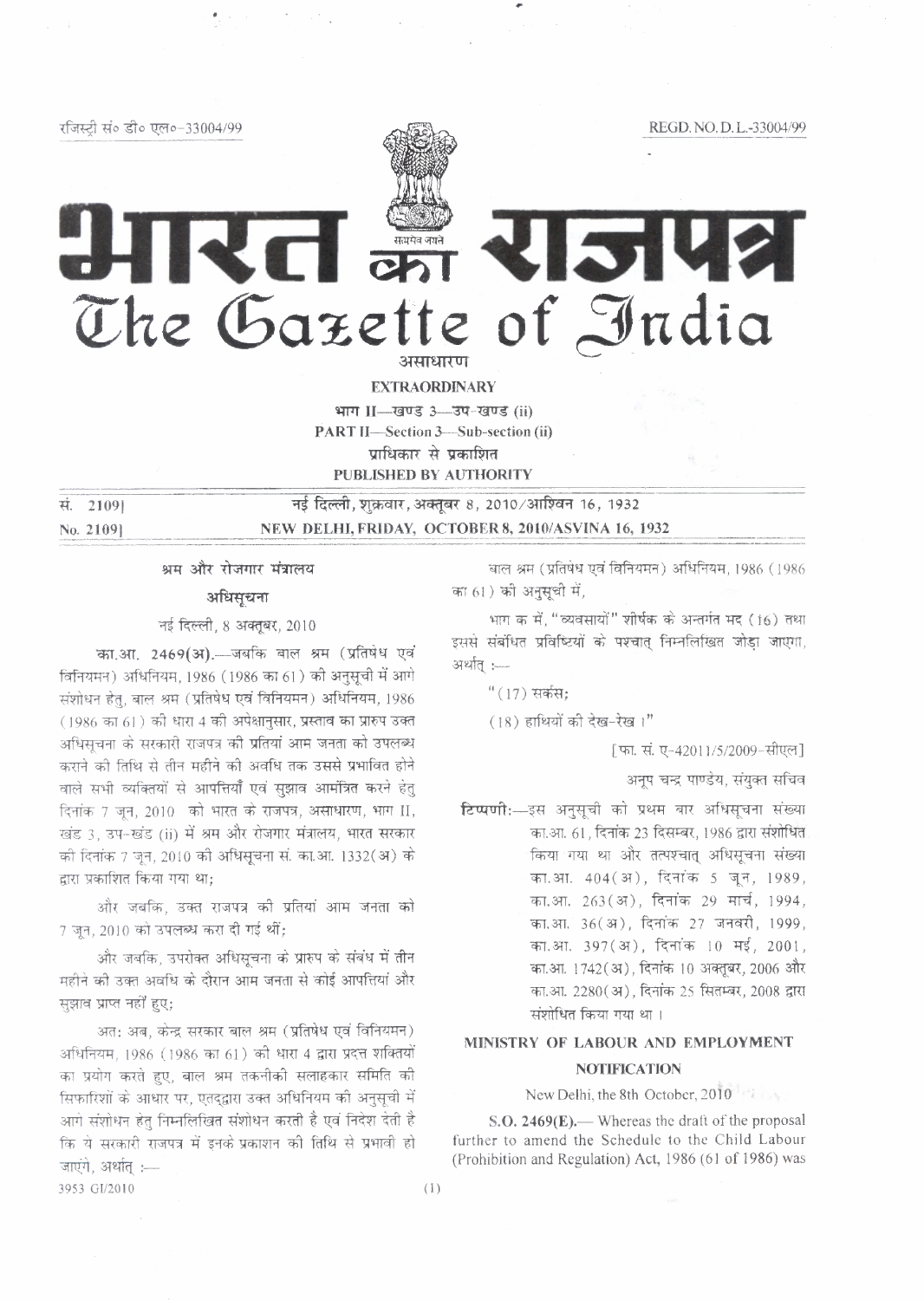रजिस्ट्री सं० डी० एल०-33004/99 REGD. NO. D. L.-33004/99

# भारत का राजपत्र
# The Gazette of India

**असाधारण**

**EXTRAORDINARY**

**भाग II—खण्ड 3—उप-खण्ड (ii)**

**PART II—Section 3—Sub-section (ii)**

**प्राधिकार से प्रकाशित**

**PUBLISHED BY AUTHORITY**

| | |
|---|---|
| सं. 2109] | नई दिल्ली, शुक्रवार, अक्तूबर 8, 2010/आश्विन 16, 1932 |
| No. 2109] | NEW DELHI, FRIDAY, OCTOBER 8, 2010/ASVINA 16, 1932 |

## श्रम और रोजगार मंत्रालय

### अधिसूचना

नई दिल्ली, 8 अक्तूबर, 2010

**का.आ. 2469(अ).**—जबकि बाल श्रम (प्रतिषेध एवं विनियमन) अधिनियम, 1986 (1986 का 61) की अनुसूची में आगे संशोधन हेतु, बाल श्रम (प्रतिषेध एवं विनियमन) अधिनियम, 1986 (1986 का 61) की धारा 4 की अपेक्षानुसार, प्रस्ताव का प्रारुप उक्त अधिसूचना के सरकारी राजपत्र की प्रतियां आम जनता को उपलब्ध कराने की तिथि से तीन महीने की अवधि तक उससे प्रभावित होने वाले सभी व्यक्तियों से आपत्तियाँ एवं सुझाव आमंत्रित करने हेतु दिनांक 7 जून, 2010 को भारत के राजपत्र, असाधारण, भाग II, खंड 3, उप-खंड (ii) में श्रम और रोजगार मंत्रालय, भारत सरकार की दिनांक 7 जून, 2010 की अधिसूचना सं. का.आ. 1332(अ) के द्वारा प्रकाशित किया गया था;

और जबकि, उक्त राजपत्र की प्रतियां आम जनता को 7 जून, 2010 को उपलब्ध करा दी गई थीं;

और जबकि, उपरोक्त अधिसूचना के प्रारुप के संबंध में तीन महीने की उक्त अवधि के दौरान आम जनता से कोई आपत्तियाँ और सुझाव प्राप्त नहीं हुए;

अत: अब, केन्द्र सरकार बाल श्रम (प्रतिषेध एवं विनियमन) अधिनियम, 1986 (1986 का 61) की धारा 4 द्वारा प्रदत्त शक्तियों का प्रयोग करते हुए, बाल श्रम तकनीकी सलाहकार समिति की सिफारिशों के आधार पर, एतद्द्वारा उक्त अधिनियम की अनुसूची में आगे संशोधन हेतु निम्नलिखित संशोधन करती है एवं निदेश देती है कि ये सरकारी राजपत्र में इनके प्रकाशन की तिथि से प्रभावी हो जाएंगे, अर्थात् :—

बाल श्रम (प्रतिषेध एवं विनियमन) अधिनियम, 1986 (1986 का 61) की अनुसूची में,

भाग क में, "व्यवसायों" शीर्षक के अन्तर्गत मद (16) तथा इससे संबंधित प्रविष्टियों के पश्चात् निम्नलिखित जोड़ा जाएगा, अर्थात् :—

"(17) सर्कस;

(18) हाथियों की देख-रेख।"

[फा. सं. ए-42011/5/2009-सीएल]

अनूप चन्द्र पाण्डेय, संयुक्त सचिव

**टिप्पणी:**—इस अनुसूची को प्रथम बार अधिसूचना संख्या का.आ. 61, दिनांक 23 दिसम्बर, 1986 द्वारा संशोधित किया गया था और तत्पश्चात् अधिसूचना संख्या का.आ. 404(अ), दिनांक 5 जून, 1989, का.आ. 263(अ), दिनांक 29 मार्च, 1994, का.आ. 36(अ), दिनांक 27 जनवरी, 1999, का.आ. 397(अ), दिनांक 10 मई, 2001, का.आ. 1742(अ), दिनांक 10 अक्तूबर, 2006 और का.आ. 2280(अ), दिनांक 25 सितम्बर, 2008 द्वारा संशोधित किया गया था।

## MINISTRY OF LABOUR AND EMPLOYMENT

### NOTIFICATION

New Delhi, the 8th October, 2010

**S.O. 2469(E).**— Whereas the draft of the proposal further to amend the Schedule to the Child Labour (Prohibition and Regulation) Act, 1986 (61 of 1986) was

3953 GI/2010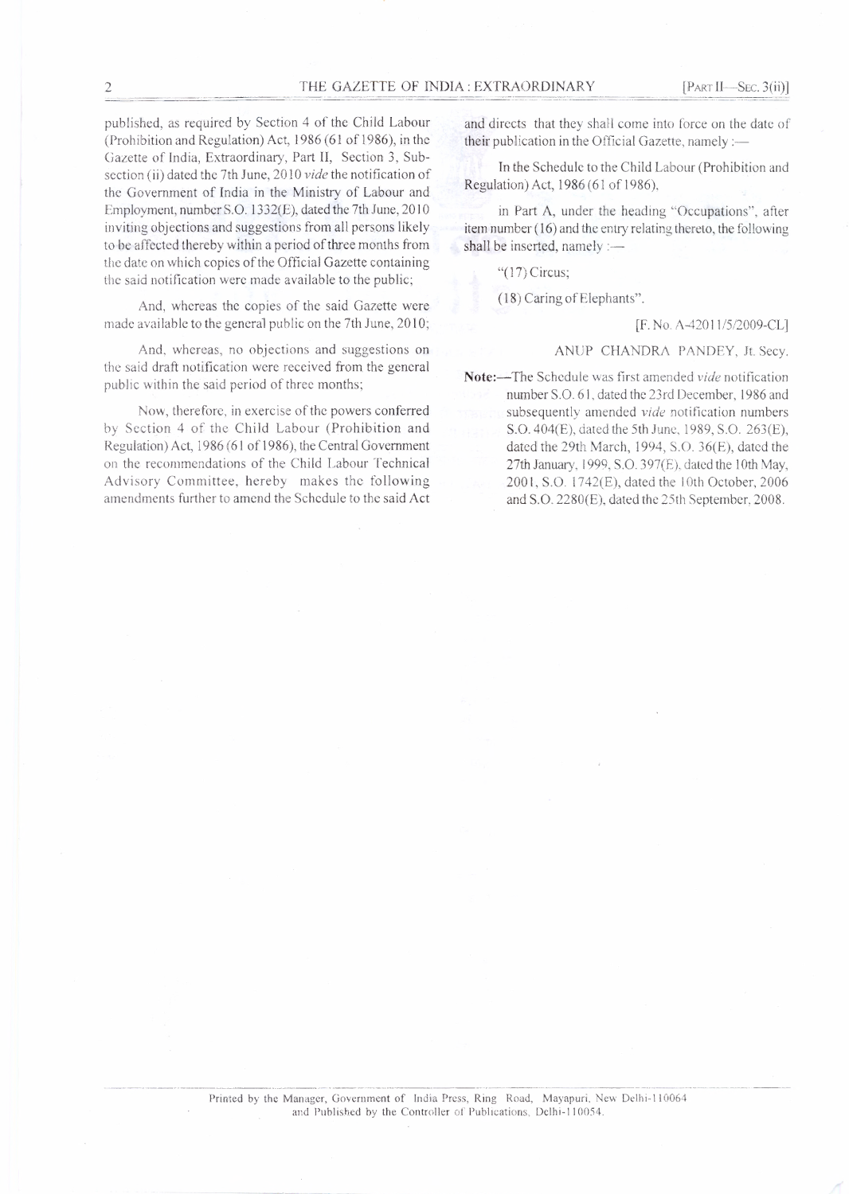published, as required by Section 4 of the Child Labour (Prohibition and Regulation) Act, 1986 (61 of 1986), in the Gazette of India, Extraordinary, Part II, Section 3, Sub-section (ii) dated the 7th June, 2010 *vide* the notification of the Government of India in the Ministry of Labour and Employment, number S.O. 1332(E), dated the 7th June, 2010 inviting objections and suggestions from all persons likely to be affected thereby within a period of three months from the date on which copies of the Official Gazette containing the said notification were made available to the public;

And, whereas the copies of the said Gazette were made available to the general public on the 7th June, 2010;

And, whereas, no objections and suggestions on the said draft notification were received from the general public within the said period of three months;

Now, therefore, in exercise of the powers conferred by Section 4 of the Child Labour (Prohibition and Regulation) Act, 1986 (61 of 1986), the Central Government on the recommendations of the Child Labour Technical Advisory Committee, hereby makes the following amendments further to amend the Schedule to the said Act and directs that they shall come into force on the date of their publication in the Official Gazette, namely :—

In the Schedule to the Child Labour (Prohibition and Regulation) Act, 1986 (61 of 1986),

in Part A, under the heading "Occupations", after item number (16) and the entry relating thereto, the following shall be inserted, namely :—

"(17) Circus;

(18) Caring of Elephants".

[F. No. A-42011/5/2009-CL]

ANUP CHANDRA PANDEY, Jt. Secy.

**Note:**—The Schedule was first amended *vide* notification number S.O. 61, dated the 23rd December, 1986 and subsequently amended *vide* notification numbers S.O. 404(E), dated the 5th June, 1989, S.O. 263(E), dated the 29th March, 1994, S.O. 36(E), dated the 27th January, 1999, S.O. 397(E), dated the 10th May, 2001, S.O. 1742(E), dated the 10th October, 2006 and S.O. 2280(E), dated the 25th September, 2008.

Printed by the Manager, Government of India Press, Ring Road, Mayapuri, New Delhi-110064 and Published by the Controller of Publications, Delhi-110054.